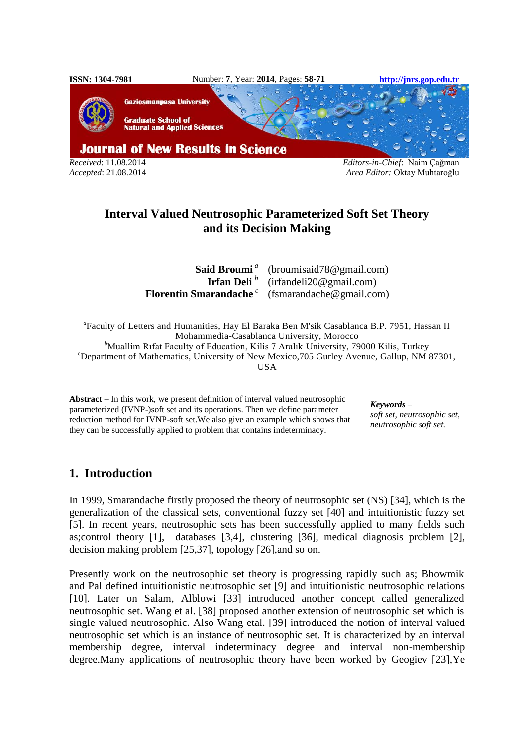Received: 11.08.2014
Accepted: 21.08.2014

Editors-in-Chief: Naim Çağman
Area Editor: Oktay Muhtaroğlu

# Interval Valued Neutrosophic Parameterized Soft Set Theory and its Decision Making

**Said Broumi** [a] (broumisaid78@gmail.com)
**Irfan Deli** [b] (irfandeli20@gmail.com)
**Florentin Smarandache** [c] (fsmarandache@gmail.com)

[a]Faculty of Letters and Humanities, Hay El Baraka Ben M'sik Casablanca B.P. 7951, Hassan II Mohammedia-Casablanca University, Morocco
[b]Muallim Rıfat Faculty of Education, Kilis 7 Aralık University, 79000 Kilis, Turkey
[c]Department of Mathematics, University of New Mexico,705 Gurley Avenue, Gallup, NM 87301, USA

**Abstract** – In this work, we present definition of interval valued neutrosophic parameterized (IVNP-)soft set and its operations. Then we define parameter reduction method for IVNP-soft set.We also give an example which shows that they can be successfully applied to problem that contains indeterminacy.

***Keywords*** – *soft set, neutrosophic set, neutrosophic soft set.*

## 1. Introduction

In 1999, Smarandache firstly proposed the theory of neutrosophic set (NS) [34], which is the generalization of the classical sets, conventional fuzzy set [40] and intuitionistic fuzzy set [5]. In recent years, neutrosophic sets has been successfully applied to many fields such as;control theory [1], databases [3,4], clustering [36], medical diagnosis problem [2], decision making problem [25,37], topology [26],and so on.

Presently work on the neutrosophic set theory is progressing rapidly such as; Bhowmik and Pal defined intuitionistic neutrosophic set [9] and intuitionistic neutrosophic relations [10]. Later on Salam, Alblowi [33] introduced another concept called generalized neutrosophic set. Wang et al. [38] proposed another extension of neutrosophic set which is single valued neutrosophic. Also Wang etal. [39] introduced the notion of interval valued neutrosophic set which is an instance of neutrosophic set. It is characterized by an interval membership degree, interval indeterminacy degree and interval non-membership degree.Many applications of neutrosophic theory have been worked by Geogiev [23],Ye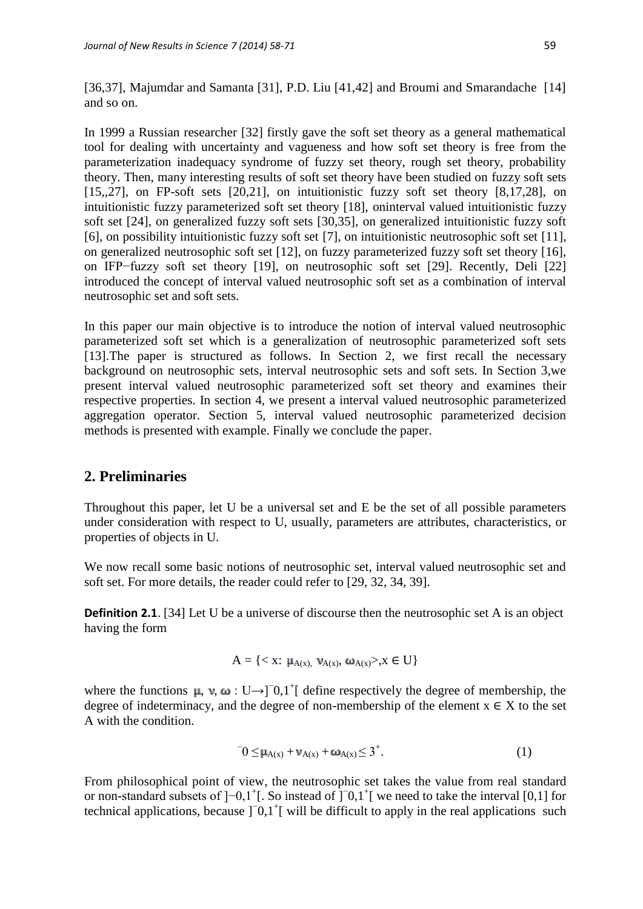[36,37], Majumdar and Samanta [31], P.D. Liu [41,42] and Broumi and Smarandache [14] and so on.

In 1999 a Russian researcher [32] firstly gave the soft set theory as a general mathematical tool for dealing with uncertainty and vagueness and how soft set theory is free from the parameterization inadequacy syndrome of fuzzy set theory, rough set theory, probability theory. Then, many interesting results of soft set theory have been studied on fuzzy soft sets [15,,27], on FP-soft sets [20,21], on intuitionistic fuzzy soft set theory [8,17,28], on intuitionistic fuzzy parameterized soft set theory [18], oninterval valued intuitionistic fuzzy soft set [24], on generalized fuzzy soft sets [30,35], on generalized intuitionistic fuzzy soft [6], on possibility intuitionistic fuzzy soft set [7], on intuitionistic neutrosophic soft set [11], on generalized neutrosophic soft set [12], on fuzzy parameterized fuzzy soft set theory [16], on IFP−fuzzy soft set theory [19], on neutrosophic soft set [29]. Recently, Deli [22] introduced the concept of interval valued neutrosophic soft set as a combination of interval neutrosophic set and soft sets.

In this paper our main objective is to introduce the notion of interval valued neutrosophic parameterized soft set which is a generalization of neutrosophic parameterized soft sets [13].The paper is structured as follows. In Section 2, we first recall the necessary background on neutrosophic sets, interval neutrosophic sets and soft sets. In Section 3,we present interval valued neutrosophic parameterized soft set theory and examines their respective properties. In section 4, we present a interval valued neutrosophic parameterized aggregation operator. Section 5, interval valued neutrosophic parameterized decision methods is presented with example. Finally we conclude the paper.

## 2. Preliminaries

Throughout this paper, let U be a universal set and E be the set of all possible parameters under consideration with respect to U, usually, parameters are attributes, characteristics, or properties of objects in U.

We now recall some basic notions of neutrosophic set, interval valued neutrosophic set and soft set. For more details, the reader could refer to [29, 32, 34, 39].

**Definition 2.1**. [34] Let U be a universe of discourse then the neutrosophic set A is an object having the form

$$A = \{< x: \mu_{A(x)}, \nu_{A(x)}, \omega_{A(x)}>, x \in U\}$$

where the functions $\mu, \nu, \omega : U \to ]^{-}0,1^{+}[$ define respectively the degree of membership, the degree of indeterminacy, and the degree of non-membership of the element $x \in X$ to the set A with the condition.

$$^{-}0 \leq \mu_{A(x)} + \nu_{A(x)} + \omega_{A(x)} \leq 3^{+}. \quad (1)$$

From philosophical point of view, the neutrosophic set takes the value from real standard or non-standard subsets of $]{-}0,1^{+}[$. So instead of $]^{-}0,1^{+}[$ we need to take the interval [0,1] for technical applications, because $]^{-}0,1^{+}[$ will be difficult to apply in the real applications such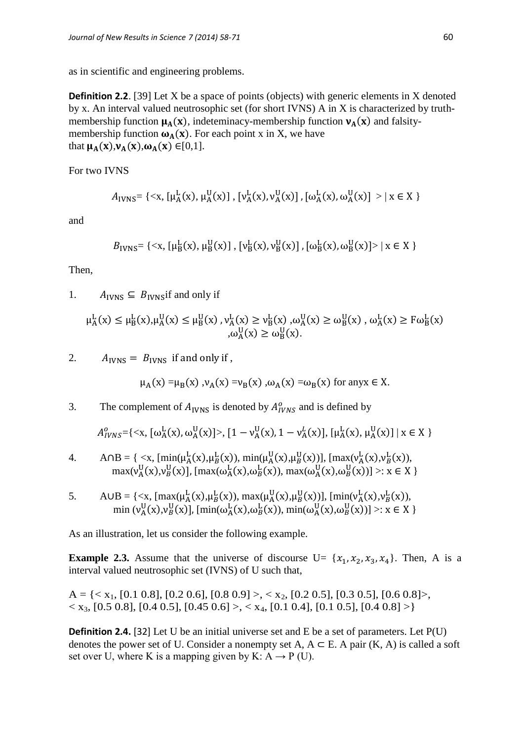as in scientific and engineering problems.

**Definition 2.2**. [39] Let X be a space of points (objects) with generic elements in X denoted by x. An interval valued neutrosophic set (for short IVNS) A in X is characterized by truth-membership function $\boldsymbol{\mu_A(x)}$, indeteminacy-membership function $\boldsymbol{\nu_A(x)}$ and falsity-membership function $\boldsymbol{\omega_A(x)}$. For each point x in X, we have that $\boldsymbol{\mu_A(x)}, \boldsymbol{\nu_A(x)}, \boldsymbol{\omega_A(x)} \in [0,1]$.

For two IVNS

$$A_{\text{IVNS}} = \{<\text{x}, [\mu_A^L(\text{x}), \mu_A^U(\text{x})], [\nu_A^L(\text{x}), \nu_A^U(\text{x})], [\omega_A^L(\text{x}), \omega_A^U(\text{x})] > | \text{ x} \in \text{X} \}$$

and

$$B_{\text{IVNS}} = \{<\text{x}, [\mu_B^L(\text{x}), \mu_B^U(\text{x})], [\nu_B^L(\text{x}), \nu_B^U(\text{x})], [\omega_B^L(\text{x}), \omega_B^U(\text{x})]> | \text{ x} \in \text{X} \}$$

Then,

1. $A_{\text{IVNS}} \subseteq B_{\text{IVNS}}$ if and only if

$$\mu_A^L(\text{x}) \leq \mu_B^L(\text{x}), \mu_A^U(\text{x}) \leq \mu_B^U(\text{x}), \nu_A^L(\text{x}) \geq \nu_B^L(\text{x}), \omega_A^U(\text{x}) \geq \omega_B^U(\text{x}), \omega_A^L(\text{x}) \geq \text{F}\omega_B^L(\text{x}), \omega_A^U(\text{x}) \geq \omega_B^U(\text{x}).$$

2. $A_{\text{IVNS}} = B_{\text{IVNS}}$ if and only if ,

$$\mu_A(\text{x}) = \mu_B(\text{x}), \nu_A(\text{x}) = \nu_B(\text{x}), \omega_A(\text{x}) = \omega_B(\text{x}) \text{ for any} \text{x} \in \text{X}.$$

3. The complement of $A_{\text{IVNS}}$ is denoted by $A_{IVNS}^o$ and is defined by

$$A_{IVNS}^o = \{<\text{x}, [\omega_A^L(\text{x}), \omega_A^U(\text{x})]>, [1 - \nu_A^U(\text{x}), 1 - \nu_A^L(\text{x})], [\mu_A^L(\text{x}), \mu_A^U(\text{x})] \mid \text{x} \in \text{X} \}$$

4. $\text{A} \cap \text{B} = \{ <\text{x}, [\min(\mu_A^L(\text{x}), \mu_B^L(\text{x})), \min(\mu_A^U(\text{x}), \mu_B^U(\text{x}))], [\max(\nu_A^L(\text{x}), \nu_B^L(\text{x})), \max(\nu_A^U(\text{x}), \nu_B^U(\text{x})], [\max(\omega_A^L(\text{x}), \omega_B^L(\text{x})), \max(\omega_A^U(\text{x}), \omega_B^U(\text{x}))] >: \text{x} \in \text{X} \}$

5. $\text{A} \cup \text{B} = \{<\text{x}, [\max(\mu_A^L(\text{x}), \mu_B^L(\text{x})), \max(\mu_A^U(\text{x}), \mu_B^U(\text{x}))], [\min(\nu_A^L(\text{x}), \nu_B^L(\text{x})), \min(\nu_A^U(\text{x}), \nu_B^U(\text{x})], [\min(\omega_A^L(\text{x}), \omega_B^L(\text{x})), \min(\omega_A^U(\text{x}), \omega_B^U(\text{x}))] >: \text{x} \in \text{X} \}$

As an illustration, let us consider the following example.

**Example 2.3.** Assume that the universe of discourse U= $\{x_1, x_2, x_3, x_4\}$. Then, A is a interval valued neutrosophic set (IVNS) of U such that,

A = {< $x_1$, [0.1 0.8], [0.2 0.6], [0.8 0.9] >, < $x_2$, [0.2 0.5], [0.3 0.5], [0.6 0.8]>, < $x_3$, [0.5 0.8], [0.4 0.5], [0.45 0.6] >, < $x_4$, [0.1 0.4], [0.1 0.5], [0.4 0.8] >}

**Definition 2.4.** [32] Let U be an initial universe set and E be a set of parameters. Let P(U) denotes the power set of U. Consider a nonempty set A, A ⊂ E. A pair (K, A) is called a soft set over U, where K is a mapping given by K: A → P (U).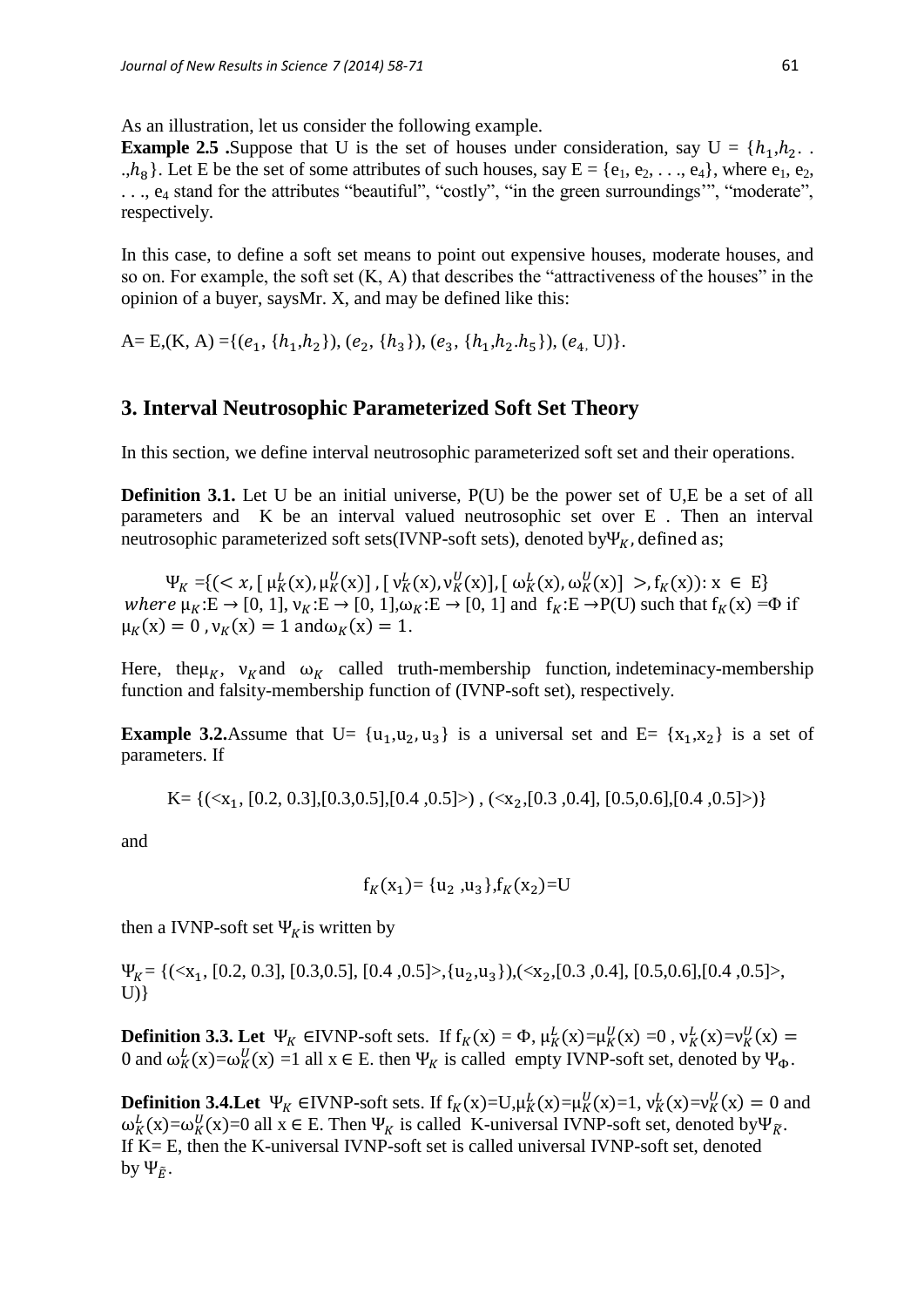As an illustration, let us consider the following example.

**Example 2.5 .**Suppose that U is the set of houses under consideration, say U = $\{h_1, h_2, ..., h_8\}$. Let E be the set of some attributes of such houses, say E = {e$_1$, e$_2$, . . ., e$_4$}, where e$_1$, e$_2$, . . ., e$_4$ stand for the attributes "beautiful", "costly", "in the green surroundings'", "moderate", respectively.

In this case, to define a soft set means to point out expensive houses, moderate houses, and so on. For example, the soft set (K, A) that describes the "attractiveness of the houses" in the opinion of a buyer, saysMr. X, and may be defined like this:

A= E,(K, A) =$\{(e_1, \{h_1, h_2\}), (e_2, \{h_3\}), (e_3, \{h_1, h_2, h_5\}), (e_4, U)\}$.

## 3. Interval Neutrosophic Parameterized Soft Set Theory

In this section, we define interval neutrosophic parameterized soft set and their operations.

**Definition 3.1.** Let U be an initial universe, P(U) be the power set of U,E be a set of all parameters and K be an interval valued neutrosophic set over E . Then an interval neutrosophic parameterized soft sets(IVNP-soft sets), denoted by$\Psi_K$, defined as;

$$\Psi_K = \{(< x, [\mu_K^L(x), \mu_K^U(x)], [\nu_K^L(x), \nu_K^U(x)], [\omega_K^L(x), \omega_K^U(x)] >, f_K(x)) : x \in E\}$$

*where* $\mu_K: E \to [0, 1]$, $\nu_K: E \to [0, 1]$, $\omega_K: E \to [0, 1]$ and $f_K: E \to P(U)$ such that $f_K(x) = \Phi$ if $\mu_K(x) = 0$, $\nu_K(x) = 1$ and$\omega_K(x) = 1$.

Here, the$\mu_K$, $\nu_K$and $\omega_K$ called truth-membership function, indeteminacy-membership function and falsity-membership function of (IVNP-soft set), respectively.

**Example 3.2.**Assume that U= $\{u_1, u_2, u_3\}$ is a universal set and E= $\{x_1, x_2\}$ is a set of parameters. If

$$K = \{(<x_1, [0.2, 0.3], [0.3, 0.5], [0.4, 0.5]>), (<x_2, [0.3, 0.4], [0.5, 0.6], [0.4, 0.5]>)\}$$

and

$$f_K(x_1) = \{u_2, u_3\}, f_K(x_2) = U$$

then a IVNP-soft set $\Psi_K$is written by

$\Psi_K = \{(<x_1, [0.2, 0.3], [0.3, 0.5], [0.4, 0.5]>, \{u_2, u_3\}), (<x_2, [0.3, 0.4], [0.5, 0.6], [0.4, 0.5]>, U)\}$

**Definition 3.3. Let** $\Psi_K \in$IVNP-soft sets. If $f_K(x) = \Phi$, $\mu_K^L(x) = \mu_K^U(x) = 0$, $\nu_K^L(x) = \nu_K^U(x) = 0$ and $\omega_K^L(x) = \omega_K^U(x) = 1$ all $x \in E$. then $\Psi_K$ is called empty IVNP-soft set, denoted by $\Psi_\Phi$.

**Definition 3.4.Let** $\Psi_K \in$IVNP-soft sets. If $f_K(x) = U$, $\mu_K^L(x) = \mu_K^U(x) = 1$, $\nu_K^L(x) = \nu_K^U(x) = 0$ and $\omega_K^L(x) = \omega_K^U(x) = 0$ all $x \in E$. Then $\Psi_K$ is called K-universal IVNP-soft set, denoted by$\Psi_{\tilde{K}}$. If K= E, then the K-universal IVNP-soft set is called universal IVNP-soft set, denoted by $\Psi_{\tilde{E}}$.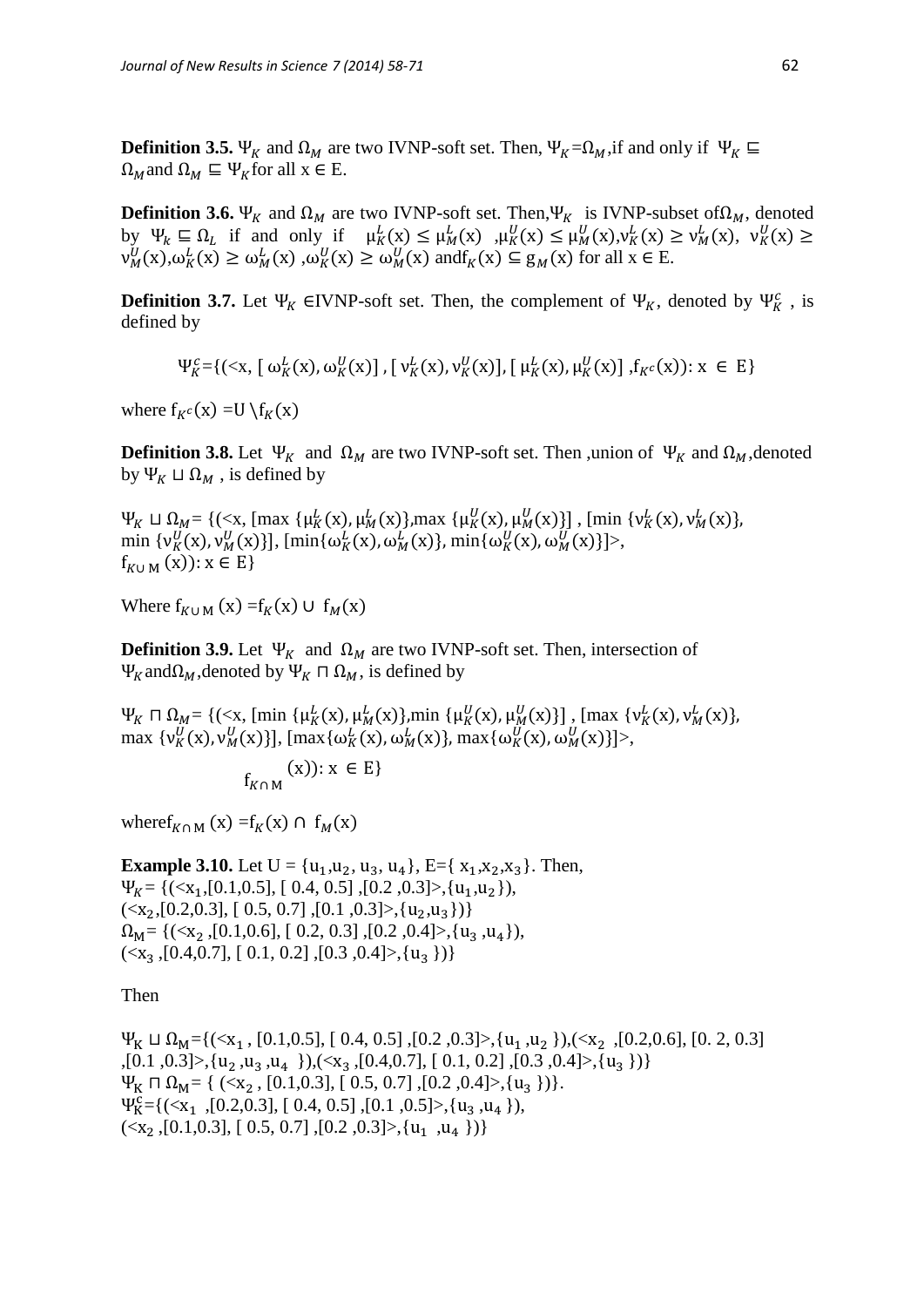**Definition 3.5.** $\Psi_K$ and $\Omega_M$ are two IVNP-soft set. Then, $\Psi_K = \Omega_M$, if and only if $\Psi_K \sqsubseteq \Omega_M$ and $\Omega_M \sqsubseteq \Psi_K$ for all x ∈ E.

**Definition 3.6.** $\Psi_K$ and $\Omega_M$ are two IVNP-soft set. Then, $\Psi_K$ is IVNP-subset of $\Omega_M$, denoted by $\Psi_k \sqsubseteq \Omega_L$ if and only if $\mu_K^L(x) \le \mu_M^L(x)$, $\mu_K^U(x) \le \mu_M^U(x)$, $\nu_K^L(x) \ge \nu_M^L(x)$, $\nu_K^U(x) \ge \nu_M^U(x)$, $\omega_K^L(x) \ge \omega_M^L(x)$, $\omega_K^U(x) \ge \omega_M^U(x)$ and $f_K(x) \subseteq g_M(x)$ for all x ∈ E.

**Definition 3.7.** Let $\Psi_K \in$ IVNP-soft set. Then, the complement of $\Psi_K$, denoted by $\Psi_K^c$, is defined by

$$\Psi_K^c = \{(<x, [\,\omega_K^L(x), \omega_K^U(x)]\,, [\,\nu_K^L(x), \nu_K^U(x)], [\,\mu_K^L(x), \mu_K^U(x)]\,, f_{K^c}(x)) : x \in E\}$$

where $f_{K^c}(x) = U \setminus f_K(x)$

**Definition 3.8.** Let $\Psi_K$ and $\Omega_M$ are two IVNP-soft set. Then, union of $\Psi_K$ and $\Omega_M$, denoted by $\Psi_K \sqcup \Omega_M$, is defined by

$\Psi_K \sqcup \Omega_M = \{(<x, [\max\{\mu_K^L(x), \mu_M^L(x)\}, \max\{\mu_K^U(x), \mu_M^U(x)\}]\,, [\min\{\nu_K^L(x), \nu_M^L(x)\},$
$\min\{\nu_K^U(x), \nu_M^U(x)\}], [\min\{\omega_K^L(x), \omega_M^L(x)\}, \min\{\omega_K^U(x), \omega_M^U(x)\}]>,$
$f_{K\cup M}(x)) : x \in E\}$

Where $f_{K\cup M}(x) = f_K(x) \cup f_M(x)$

**Definition 3.9.** Let $\Psi_K$ and $\Omega_M$ are two IVNP-soft set. Then, intersection of $\Psi_K$ and $\Omega_M$, denoted by $\Psi_K \sqcap \Omega_M$, is defined by

$\Psi_K \sqcap \Omega_M = \{(<x, [\min\{\mu_K^L(x), \mu_M^L(x)\}, \min\{\mu_K^U(x), \mu_M^U(x)\}]\,, [\max\{\nu_K^L(x), \nu_M^L(x)\},$
$\max\{\nu_K^U(x), \nu_M^U(x)\}], [\max\{\omega_K^L(x), \omega_M^L(x)\}, \max\{\omega_K^U(x), \omega_M^U(x)\}]>,$
$f_{K\cap M}(x)) : x \in E\}$

where $f_{K\cap M}(x) = f_K(x) \cap f_M(x)$

**Example 3.10.** Let $U = \{u_1, u_2, u_3, u_4\}$, $E = \{x_1, x_2, x_3\}$. Then,
$\Psi_K = \{(<x_1, [0.1,0.5], [\,0.4, 0.5\,], [0.2\,,0.3]>, \{u_1, u_2\}),$
$(<x_2, [0.2,0.3], [\,0.5, 0.7\,], [0.1\,,0.3]>, \{u_2, u_3\})\}$
$\Omega_M = \{(<x_2, [0.1,0.6], [\,0.2, 0.3], [0.2\,,0.4]>, \{u_3, u_4\}),$
$(<x_3, [0.4,0.7], [\,0.1, 0.2\,], [0.3\,,0.4]>, \{u_3\})\}$

Then

$\Psi_K \sqcup \Omega_M = \{(<x_1, [0.1,0.5], [\,0.4, 0.5\,], [0.2\,,0.3]>, \{u_1, u_2\}), (<x_2, [0.2,0.6], [0.2, 0.3]$
$, [0.1\,,0.3]>, \{u_2, u_3, u_4\}), (<x_3, [0.4,0.7], [\,0.1, 0.2\,], [0.3\,,0.4]>, \{u_3\})\}$
$\Psi_K \sqcap \Omega_M = \{\,(<x_2, [0.1,0.3], [\,0.5, 0.7\,], [0.2\,,0.4]>, \{u_3\})\}.$
$\Psi_K^c = \{(<x_1, [0.2,0.3], [\,0.4, 0.5\,], [0.1\,,0.5]>, \{u_3, u_4\}),$
$(<x_2, [0.1,0.3], [\,0.5, 0.7\,], [0.2\,,0.3]>, \{u_1, u_4\})\}$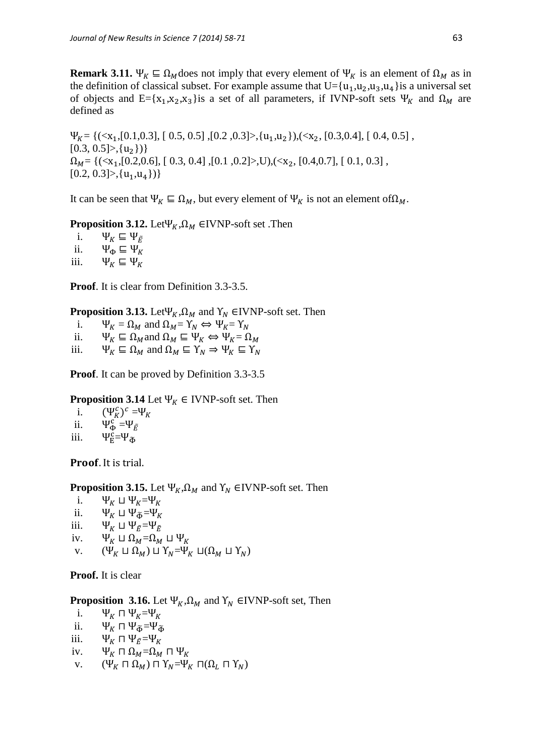**Remark 3.11.** $\Psi_K \sqsubseteq \Omega_M$ does not imply that every element of $\Psi_K$ is an element of $\Omega_M$ as in the definition of classical subset. For example assume that U={$u_1$,$u_2$,$u_3$,$u_4$}is a universal set of objects and E={$x_1$,$x_2$,$x_3$}is a set of all parameters, if IVNP-soft sets $\Psi_K$ and $\Omega_M$ are defined as

$\Psi_K$= {(<$x_1$,[0.1,0.3], [ 0.5, 0.5] ,[0.2 ,0.3]>,{$u_1$,$u_2$}),(<$x_2$, [0.3,0.4], [ 0.4, 0.5] , [0.3, 0.5]>,{$u_2$})}
$\Omega_M$= {(<$x_1$,[0.2,0.6], [ 0.3, 0.4] ,[0.1 ,0.2]>,U),(<$x_2$, [0.4,0.7], [ 0.1, 0.3] , [0.2, 0.3]>,{$u_1$,$u_4$})}

It can be seen that $\Psi_K \sqsubseteq \Omega_M$, but every element of $\Psi_K$ is not an element of$\Omega_M$.

**Proposition 3.12.** Let$\Psi_K$,$\Omega_M$ ∈IVNP-soft set .Then

i. $\Psi_K \sqsubseteq \Psi_{\tilde{E}}$
ii. $\Psi_\Phi \sqsubseteq \Psi_K$
iii. $\Psi_K \sqsubseteq \Psi_K$

**Proof**. It is clear from Definition 3.3-3.5.

**Proposition 3.13.** Let$\Psi_K$,$\Omega_M$ and $\Upsilon_N$ ∈IVNP-soft set. Then

i. $\Psi_K = \Omega_M$ and $\Omega_M = \Upsilon_N \Leftrightarrow \Psi_K = \Upsilon_N$
ii. $\Psi_K \sqsubseteq \Omega_M$ and $\Omega_M \sqsubseteq \Psi_K \Leftrightarrow \Psi_K = \Omega_M$
iii. $\Psi_K \sqsubseteq \Omega_M$ and $\Omega_M \sqsubseteq \Upsilon_N \Rightarrow \Psi_K \sqsubseteq \Upsilon_N$

**Proof**. It can be proved by Definition 3.3-3.5

**Proposition 3.14** Let $\Psi_K \in$ IVNP-soft set. Then

i. $(\Psi_K^c)^c = \Psi_K$
ii. $\Psi_\Phi^c = \Psi_{\tilde{E}}$
iii. $\Psi_E^c = \Psi_{\tilde{\Phi}}$

**Proof**. It is trial.

**Proposition 3.15.** Let $\Psi_K$,$\Omega_M$ and $\Upsilon_N$ ∈IVNP-soft set. Then

i. $\Psi_K \sqcup \Psi_K = \Psi_K$
ii. $\Psi_K \sqcup \Psi_{\tilde{\Phi}} = \Psi_K$
iii. $\Psi_K \sqcup \Psi_{\tilde{E}} = \Psi_{\tilde{E}}$
iv. $\Psi_K \sqcup \Omega_M = \Omega_M \sqcup \Psi_K$
v. $(\Psi_K \sqcup \Omega_M) \sqcup \Upsilon_N = \Psi_K \sqcup (\Omega_M \sqcup \Upsilon_N)$

**Proof.** It is clear

**Proposition 3.16.** Let $\Psi_K$,$\Omega_M$ and $\Upsilon_N$ ∈IVNP-soft set, Then

i. $\Psi_K \sqcap \Psi_K = \Psi_K$
ii. $\Psi_K \sqcap \Psi_{\tilde{\Phi}} = \Psi_{\tilde{\Phi}}$
iii. $\Psi_K \sqcap \Psi_{\tilde{E}} = \Psi_K$
iv. $\Psi_K \sqcap \Omega_M = \Omega_M \sqcap \Psi_K$
v. $(\Psi_K \sqcap \Omega_M) \sqcap \Upsilon_N = \Psi_K \sqcap (\Omega_L \sqcap \Upsilon_N)$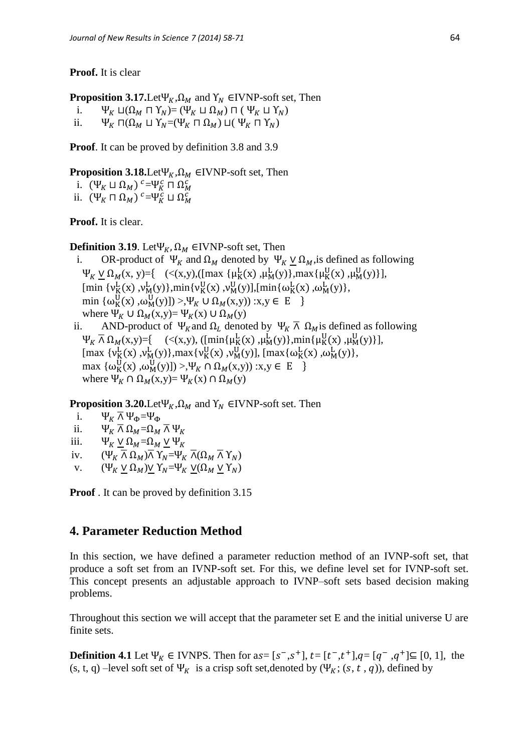**Proof.** It is clear

**Proposition 3.17.** Let $\Psi_K$, $\Omega_M$ and $\Upsilon_N$ ∈IVNP-soft set, Then

i. $\Psi_K \sqcup (\Omega_M \sqcap \Upsilon_N) = (\Psi_K \sqcup \Omega_M) \sqcap (\Psi_K \sqcup \Upsilon_N)$

ii. $\Psi_K \sqcap (\Omega_M \sqcup \Upsilon_N = (\Psi_K \sqcap \Omega_M) \sqcup (\Psi_K \sqcap \Upsilon_N)$

**Proof**. It can be proved by definition 3.8 and 3.9

**Proposition 3.18.** Let $\Psi_K$, $\Omega_M$ ∈IVNP-soft set, Then

i. $(\Psi_K \sqcup \Omega_M)^c = \Psi_K^c \sqcap \Omega_M^c$

ii. $(\Psi_K \sqcap \Omega_M)^c = \Psi_K^c \sqcup \Omega_M^c$

**Proof.** It is clear.

**Definition 3.19**. Let $\Psi_K$, $\Omega_M$ ∈IVNP-soft set, Then

i. OR-product of $\Psi_K$ and $\Omega_M$ denoted by $\Psi_K \underline{\vee} \Omega_M$, is defined as following
$\Psi_K \underline{\vee} \Omega_M(x, y) = \{ (<(x,y), ([\max\{\mu_K^L(x), \mu_M^L(y)\}, \max\{\mu_K^U(x), \mu_M^U(y)\}], [\min\{\nu_K^L(x), \nu_M^L(y)\}, \min\{\nu_K^U(x), \nu_M^U(y)], [\min\{\omega_K^L(x), \omega_M^L(y)\}, \min\{\omega_K^U(x), \omega_M^U(y)\}]) >, \Psi_K \cup \Omega_M(x,y)) : x, y \in E \}$
where $\Psi_K \cup \Omega_M(x,y) = \Psi_K(x) \cup \Omega_M(y)$

ii. AND-product of $\Psi_K$ and $\Omega_L$ denoted by $\Psi_K \overline{\wedge} \Omega_M$ is defined as following
$\Psi_K \overline{\wedge} \Omega_M(x,y) = \{ (<(x,y), ([\min\{\mu_K^L(x), \mu_M^L(y)\}, \min\{\mu_K^U(x), \mu_M^U(y)\}], [\max\{\nu_K^L(x), \nu_M^L(y)\}, \max\{\nu_K^U(x), \nu_M^U(y)], [\max\{\omega_K^L(x), \omega_M^L(y)\}, \max\{\omega_K^U(x), \omega_M^U(y)\}]) >, \Psi_K \cap \Omega_M(x,y)) : x, y \in E \}$
where $\Psi_K \cap \Omega_M(x,y) = \Psi_K(x) \cap \Omega_M(y)$

**Proposition 3.20.** Let $\Psi_K$, $\Omega_M$ and $\Upsilon_N$ ∈IVNP-soft set. Then

i. $\Psi_K \overline{\wedge} \Psi_\Phi = \Psi_\Phi$

ii. $\Psi_K \overline{\wedge} \Omega_M = \Omega_M \overline{\wedge} \Psi_K$

iii. $\Psi_K \underline{\vee} \Omega_M = \Omega_M \underline{\vee} \Psi_K$

iv. $(\Psi_K \overline{\wedge} \Omega_M) \overline{\wedge} \Upsilon_N = \Psi_K \overline{\wedge} (\Omega_M \overline{\wedge} \Upsilon_N)$

v. $(\Psi_K \underline{\vee} \Omega_M) \underline{\vee} \Upsilon_N = \Psi_K \underline{\vee} (\Omega_M \underline{\vee} \Upsilon_N)$

**Proof** . It can be proved by definition 3.15

## 4. Parameter Reduction Method

In this section, we have defined a parameter reduction method of an IVNP-soft set, that produce a soft set from an IVNP-soft set. For this, we define level set for IVNP-soft set. This concept presents an adjustable approach to IVNP–soft sets based decision making problems.

Throughout this section we will accept that the parameter set E and the initial universe U are finite sets.

**Definition 4.1** Let $\Psi_K \in$ IVNPS. Then for a $s = [s^-, s^+]$, $t = [t^-, t^+]$, $q = [q^-, q^+] \subseteq [0, 1]$, the (s, t, q) –level soft set of $\Psi_K$ is a crisp soft set, denoted by $(\Psi_K; (s, t, q))$, defined by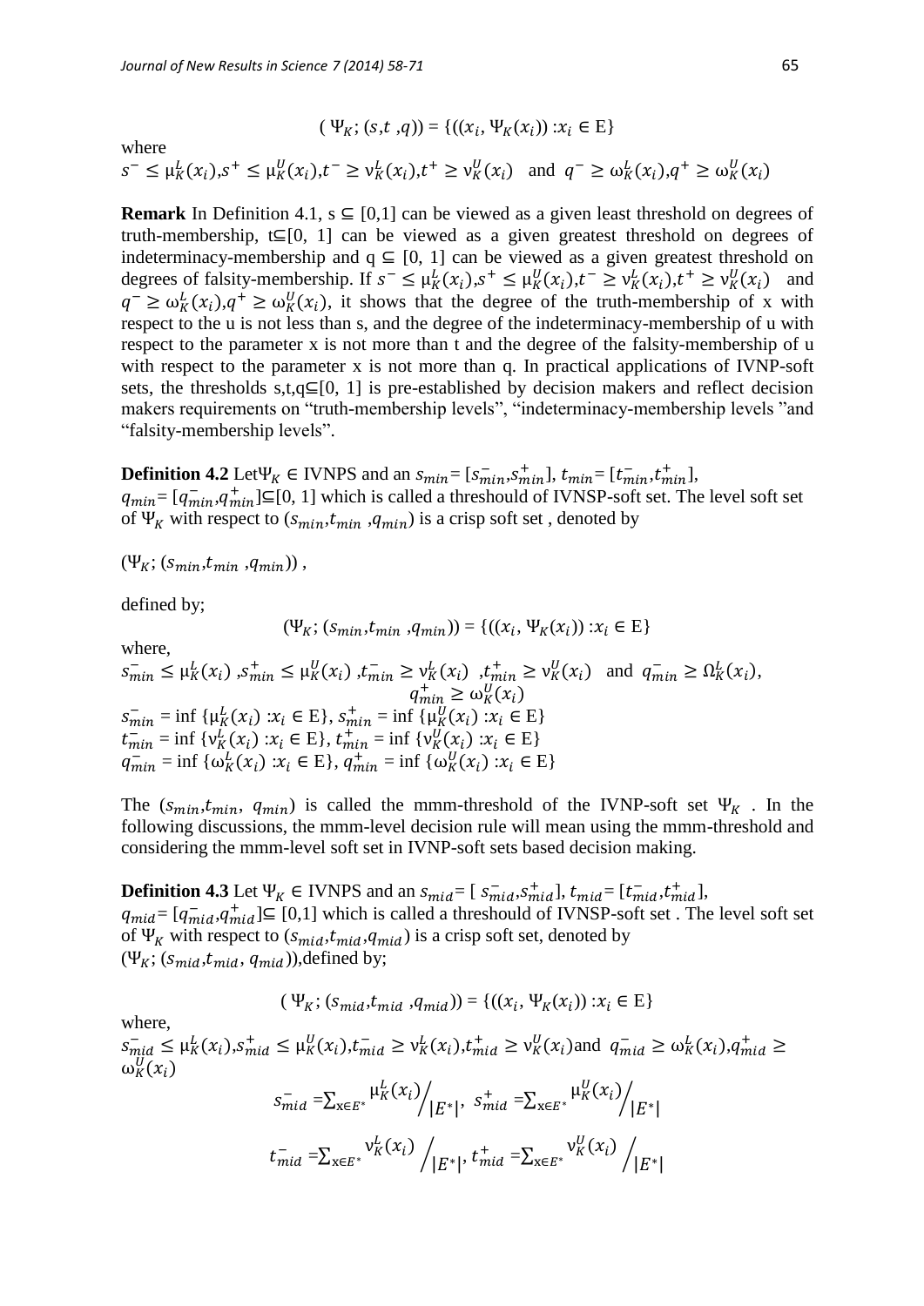$$( \Psi_K; (s,t\ ,q)) = \{((x_i, \Psi_K(x_i)) : x_i \in \text{E}\}$$

where

$s^- \leq \mu_K^L(x_i), s^+ \leq \mu_K^U(x_i), t^- \geq \nu_K^L(x_i), t^+ \geq \nu_K^U(x_i)$ and $q^- \geq \omega_K^L(x_i), q^+ \geq \omega_K^U(x_i)$

**Remark** In Definition 4.1, $s \subseteq [0,1]$ can be viewed as a given least threshold on degrees of truth-membership, $t \subseteq [0, 1]$ can be viewed as a given greatest threshold on degrees of indeterminacy-membership and $q \subseteq [0, 1]$ can be viewed as a given greatest threshold on degrees of falsity-membership. If $s^- \leq \mu_K^L(x_i), s^+ \leq \mu_K^U(x_i), t^- \geq \nu_K^L(x_i), t^+ \geq \nu_K^U(x_i)$ and $q^- \geq \omega_K^L(x_i), q^+ \geq \omega_K^U(x_i)$, it shows that the degree of the truth-membership of x with respect to the u is not less than s, and the degree of the indeterminacy-membership of u with respect to the parameter x is not more than t and the degree of the falsity-membership of u with respect to the parameter x is not more than q. In practical applications of IVNP-soft sets, the thresholds $s,t,q \subseteq [0, 1]$ is pre-established by decision makers and reflect decision makers requirements on “truth-membership levels”, “indeterminacy-membership levels ”and “falsity-membership levels”.

**Definition 4.2** Let $\Psi_K \in$ IVNPS and an $s_{min} = [s_{min}^-, s_{min}^+]$, $t_{min} = [t_{min}^-, t_{min}^+]$, $q_{min} = [q_{min}^-, q_{min}^+] \subseteq [0, 1]$ which is called a threshould of IVNSP-soft set. The level soft set of $\Psi_K$ with respect to $(s_{min}, t_{min}, q_{min})$ is a crisp soft set , denoted by

$(\Psi_K; (s_{min}, t_{min}, q_{min}))$ ,

defined by;

$$(\Psi_K; (s_{min}, t_{min}, q_{min})) = \{((x_i, \Psi_K(x_i)) : x_i \in \text{E}\}$$

where,

$s_{min}^- \leq \mu_K^L(x_i)$ , $s_{min}^+ \leq \mu_K^U(x_i)$ , $t_{min}^- \geq \nu_K^L(x_i)$ , $t_{min}^+ \geq \nu_K^U(x_i)$ and $q_{min}^- \geq \Omega_K^L(x_i)$, $q_{min}^+ \geq \omega_K^U(x_i)$

$s_{min}^- = \inf \{\mu_K^L(x_i) : x_i \in \text{E}\}$, $s_{min}^+ = \inf \{\mu_K^U(x_i) : x_i \in \text{E}\}$

$t_{min}^- = \inf \{\nu_K^L(x_i) : x_i \in \text{E}\}$, $t_{min}^+ = \inf \{\nu_K^U(x_i) : x_i \in \text{E}\}$

$q_{min}^- = \inf \{\omega_K^L(x_i) : x_i \in \text{E}\}$, $q_{min}^+ = \inf \{\omega_K^U(x_i) : x_i \in \text{E}\}$

The $(s_{min}, t_{min}, q_{min})$ is called the mmm-threshold of the IVNP-soft set $\Psi_K$ . In the following discussions, the mmm-level decision rule will mean using the mmm-threshold and considering the mmm-level soft set in IVNP-soft sets based decision making.

**Definition 4.3** Let $\Psi_K \in$ IVNPS and an $s_{mid} = [\ s_{mid}^-, s_{mid}^+]$, $t_{mid} = [t_{mid}^-, t_{mid}^+]$, $q_{mid} = [q_{mid}^-, q_{mid}^+] \subseteq [0,1]$ which is called a threshould of IVNSP-soft set . The level soft set of $\Psi_K$ with respect to $(s_{mid}, t_{mid}, q_{mid})$ is a crisp soft set, denoted by $(\Psi_K; (s_{mid}, t_{mid}, q_{mid}))$,defined by;

$$( \Psi_K; (s_{mid}, t_{mid}\ , q_{mid})) = \{((x_i, \Psi_K(x_i)) : x_i \in \text{E}\}$$

where,

$s_{mid}^- \leq \mu_K^L(x_i), s_{mid}^+ \leq \mu_K^U(x_i), t_{mid}^- \geq \nu_K^L(x_i), t_{mid}^+ \geq \nu_K^U(x_i)$ and $q_{mid}^- \geq \omega_K^L(x_i), q_{mid}^+ \geq \omega_K^U(x_i)$

$$s_{mid}^- = \sum_{x \in E^*} \mu_K^L(x_i) \Big/ |E^*|, \quad s_{mid}^+ = \sum_{x \in E^*} \mu_K^U(x_i) \Big/ |E^*|$$

$$t_{mid}^- = \sum_{x \in E^*} \nu_K^L(x_i) \Big/ |E^*|, \quad t_{mid}^+ = \sum_{x \in E^*} \nu_K^U(x_i) \Big/ |E^*|$$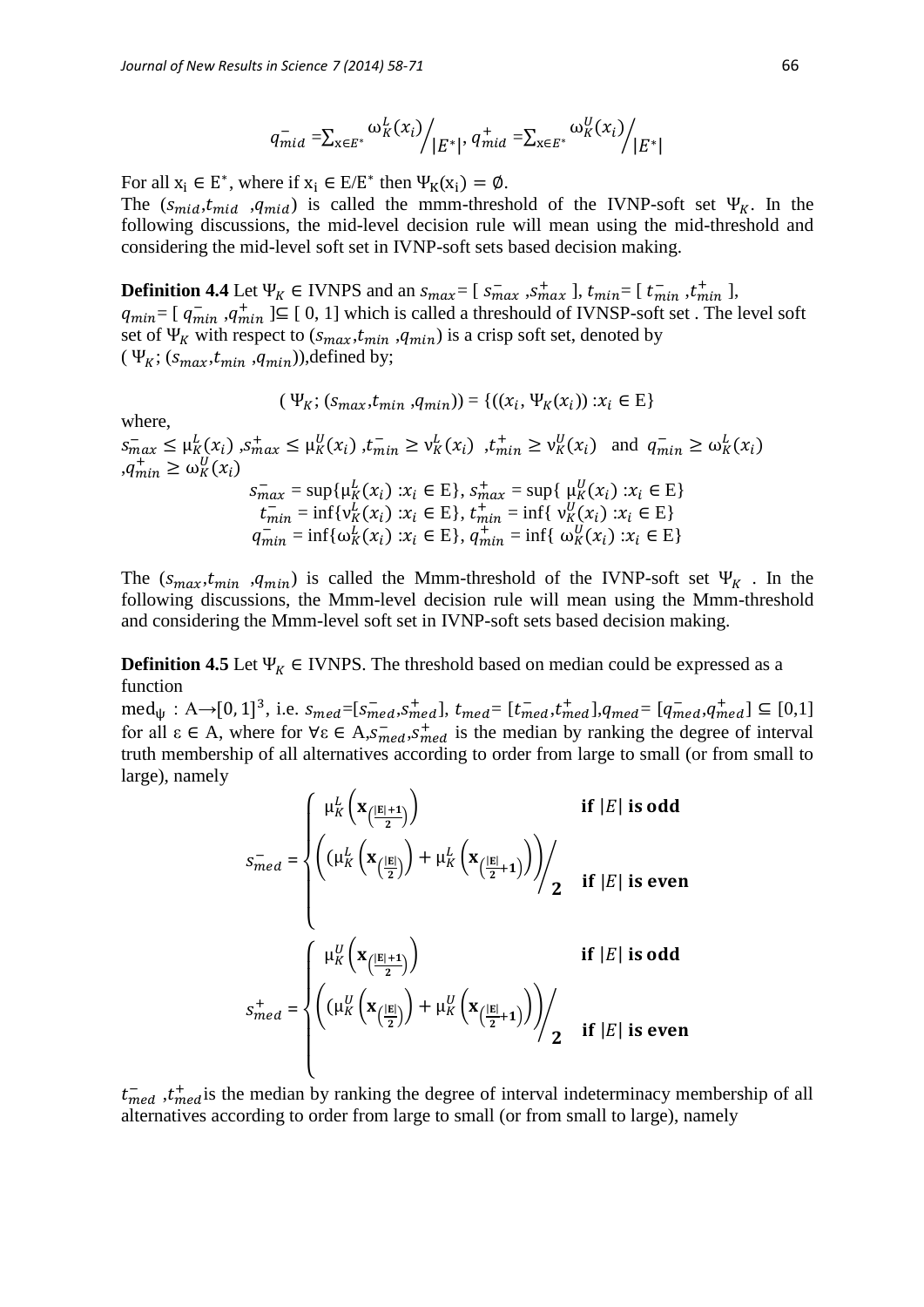$$q_{mid}^{-} = \sum_{x \in E^*} \omega_K^L(x_i) \Big/ |E^*|, \quad q_{mid}^{+} = \sum_{x \in E^*} \omega_K^U(x_i) \Big/ |E^*|$$

For all $x_i \in E^*$, where if $x_i \in E/E^*$ then $\Psi_K(x_i) = \emptyset$.

The $(s_{mid}, t_{mid}, q_{mid})$ is called the mmm-threshold of the IVNP-soft set $\Psi_K$. In the following discussions, the mid-level decision rule will mean using the mid-threshold and considering the mid-level soft set in IVNP-soft sets based decision making.

**Definition 4.4** Let $\Psi_K \in$ IVNPS and an $s_{max}$= [ $s_{max}^{-}$ ,$s_{max}^{+}$ ], $t_{min}$= [ $t_{min}^{-}$ ,$t_{min}^{+}$ ], $q_{min}$= [ $q_{min}^{-}$ ,$q_{min}^{+}$ ]$\subseteq$ [ 0, 1] which is called a threshould of IVNSP-soft set . The level soft set of $\Psi_K$ with respect to $(s_{max}, t_{min}, q_{min})$ is a crisp soft set, denoted by $(\Psi_K; (s_{max}, t_{min}, q_{min}))$,defined by;

$$(\Psi_K; (s_{max}, t_{min}, q_{min})) = \{((x_i, \Psi_K(x_i)) : x_i \in \mathrm{E}\}$$

where,

$s_{max}^{-} \leq \mu_K^L(x_i)$ ,$s_{max}^{+} \leq \mu_K^U(x_i)$ ,$t_{min}^{-} \geq \nu_K^L(x_i)$ ,$t_{min}^{+} \geq \nu_K^U(x_i)$ and $q_{min}^{-} \geq \omega_K^L(x_i)$ ,$q_{min}^{+} \geq \omega_K^U(x_i)$

$$s_{max}^{-} = \sup\{\mu_K^L(x_i) : x_i \in \mathrm{E}\},\ s_{max}^{+} = \sup\{\mu_K^U(x_i) : x_i \in \mathrm{E}\}$$
$$t_{min}^{-} = \inf\{\nu_K^L(x_i) : x_i \in \mathrm{E}\},\ t_{min}^{+} = \inf\{\nu_K^U(x_i) : x_i \in \mathrm{E}\}$$
$$q_{min}^{-} = \inf\{\omega_K^L(x_i) : x_i \in \mathrm{E}\},\ q_{min}^{+} = \inf\{\omega_K^U(x_i) : x_i \in \mathrm{E}\}$$

The $(s_{max}, t_{min}, q_{min})$ is called the Mmm-threshold of the IVNP-soft set $\Psi_K$ . In the following discussions, the Mmm-level decision rule will mean using the Mmm-threshold and considering the Mmm-level soft set in IVNP-soft sets based decision making.

**Definition 4.5** Let $\Psi_K \in$ IVNPS. The threshold based on median could be expressed as a function

$\mathrm{med}_\psi : \mathrm{A} \rightarrow [0,1]^3$, i.e. $s_{med}$=[$s_{med}^{-}$,$s_{med}^{+}$], $t_{med}$= [$t_{med}^{-}$,$t_{med}^{+}$],$q_{med}$= [$q_{med}^{-}$,$q_{med}^{+}$] $\subseteq$ [0,1] for all $\varepsilon \in$ A, where for $\forall \varepsilon \in$ A,$s_{med}^{-}$,$s_{med}^{+}$ is the median by ranking the degree of interval truth membership of all alternatives according to order from large to small (or from small to large), namely

$$s_{med}^{-} = \begin{cases} \mu_K^L\left(\mathbf{x}_{\left(\frac{|\mathbf{E}|+1}{2}\right)}\right) & \textbf{if } |E| \textbf{ is odd} \\ \left(\left(\mu_K^L\left(\mathbf{x}_{\left(\frac{|\mathbf{E}|}{2}\right)}\right) + \mu_K^L\left(\mathbf{x}_{\left(\frac{|\mathbf{E}|}{2}+1\right)}\right)\right)\Big/ 2 & \textbf{if } |E| \textbf{ is even} \end{cases}$$

$$s_{med}^{+} = \begin{cases} \mu_K^U\left(\mathbf{x}_{\left(\frac{|\mathbf{E}|+1}{2}\right)}\right) & \textbf{if } |E| \textbf{ is odd} \\ \left(\left(\mu_K^U\left(\mathbf{x}_{\left(\frac{|\mathbf{E}|}{2}\right)}\right) + \mu_K^U\left(\mathbf{x}_{\left(\frac{|\mathbf{E}|}{2}+1\right)}\right)\right)\Big/ 2 & \textbf{if } |E| \textbf{ is even} \end{cases}$$

$t_{med}^{-}$ ,$t_{med}^{+}$ is the median by ranking the degree of interval indeterminacy membership of all alternatives according to order from large to small (or from small to large), namely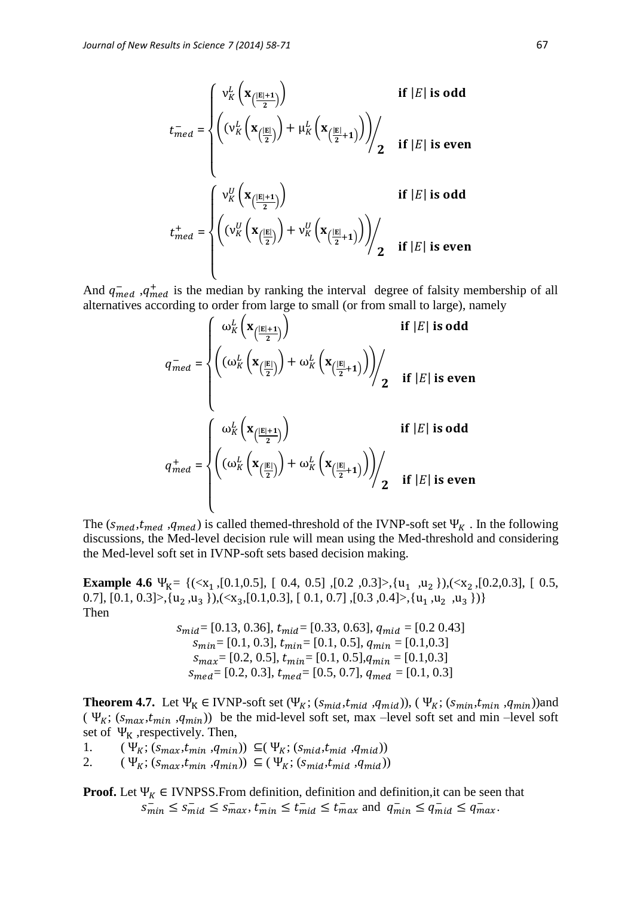$$t_{med}^{-} = \begin{cases} \nu_K^L\left(\mathbf{x}_{\left(\frac{|\mathbf{E}|+1}{2}\right)}\right) & \textbf{if } |E| \textbf{ is odd} \\ \left(\left(\nu_K^L\left(\mathbf{x}_{\left(\frac{|\mathbf{E}|}{2}\right)}\right) + \mu_K^L\left(\mathbf{x}_{\left(\frac{|\mathbf{E}|}{2}+\mathbf{1}\right)}\right)\right)\right/_{\mathbf{2}} & \textbf{if } |E| \textbf{ is even} \end{cases}$$

$$t_{med}^{+} = \begin{cases} \nu_K^U\left(\mathbf{x}_{\left(\frac{|\mathbf{E}|+1}{2}\right)}\right) & \textbf{if } |E| \textbf{ is odd} \\ \left(\left(\nu_K^U\left(\mathbf{x}_{\left(\frac{|\mathbf{E}|}{2}\right)}\right) + \nu_K^U\left(\mathbf{x}_{\left(\frac{|\mathbf{E}|}{2}+\mathbf{1}\right)}\right)\right)\right/_{\mathbf{2}} & \textbf{if } |E| \textbf{ is even} \end{cases}$$

And $q_{med}^{-}$ ,$q_{med}^{+}$ is the median by ranking the interval degree of falsity membership of all alternatives according to order from large to small (or from small to large), namely

$$q_{med}^{-} = \begin{cases} \omega_K^L\left(\mathbf{x}_{\left(\frac{|\mathbf{E}|+1}{2}\right)}\right) & \textbf{if } |E| \textbf{ is odd} \\ \left(\left(\omega_K^L\left(\mathbf{x}_{\left(\frac{|\mathbf{E}|}{2}\right)}\right) + \omega_K^L\left(\mathbf{x}_{\left(\frac{|\mathbf{E}|}{2}+\mathbf{1}\right)}\right)\right)\right/_{\mathbf{2}} & \textbf{if } |E| \textbf{ is even} \end{cases}$$

$$q_{med}^{+} = \begin{cases} \omega_K^L\left(\mathbf{x}_{\left(\frac{|\mathbf{E}|+1}{2}\right)}\right) & \textbf{if } |E| \textbf{ is odd} \\ \left(\left(\omega_K^L\left(\mathbf{x}_{\left(\frac{|\mathbf{E}|}{2}\right)}\right) + \omega_K^L\left(\mathbf{x}_{\left(\frac{|\mathbf{E}|}{2}+\mathbf{1}\right)}\right)\right)\right/_{\mathbf{2}} & \textbf{if } |E| \textbf{ is even} \end{cases}$$

The ($s_{med}$,$t_{med}$ ,$q_{med}$) is called themed-threshold of the IVNP-soft set $\Psi_K$ . In the following discussions, the Med-level decision rule will mean using the Med-threshold and considering the Med-level soft set in IVNP-soft sets based decision making.

**Example 4.6** $\Psi_K$= {(<$x_1$ ,[0.1,0.5], [ 0.4, 0.5] ,[0.2 ,0.3]>,{$u_1$ ,$u_2$ }),(<$x_2$ ,[0.2,0.3], [ 0.5, 0.7], [0.1, 0.3]>,{$u_2$ ,$u_3$ }),(<$x_3$,[0.1,0.3], [ 0.1, 0.7] ,[0.3 ,0.4]>,{$u_1$ ,$u_2$ ,$u_3$ })}
Then

$s_{mid}$= [0.13, 0.36], $t_{mid}$= [0.33, 0.63], $q_{mid}$ = [0.2 0.43]
$s_{min}$= [0.1, 0.3], $t_{min}$= [0.1, 0.5], $q_{min}$ = [0.1,0.3]
$s_{max}$= [0.2, 0.5], $t_{min}$= [0.1, 0.5],$q_{min}$ = [0.1,0.3]
$s_{med}$= [0.2, 0.3], $t_{med}$= [0.5, 0.7], $q_{med}$ = [0.1, 0.3]

**Theorem 4.7.** Let $\Psi_K \in$ IVNP-soft set ($\Psi_K$; ($s_{mid}$,$t_{mid}$ ,$q_{mid}$)), ( $\Psi_K$; ($s_{min}$,$t_{min}$ ,$q_{min}$))and ( $\Psi_K$; ($s_{max}$,$t_{min}$ ,$q_{min}$)) be the mid-level soft set, max –level soft set and min –level soft set of $\Psi_K$ ,respectively. Then,

1. ( $\Psi_K$; ($s_{max}$,$t_{min}$ ,$q_{min}$)) ⊆( $\Psi_K$; ($s_{mid}$,$t_{mid}$ ,$q_{mid}$))
2. ( $\Psi_K$; ($s_{max}$,$t_{min}$ ,$q_{min}$)) ⊆ ( $\Psi_K$; ($s_{mid}$,$t_{mid}$ ,$q_{mid}$))

**Proof.** Let $\Psi_K \in$ IVNPSS.From definition, definition and definition,it can be seen that

$$s_{min}^{-} \leq s_{mid}^{-} \leq s_{max}^{-},\ t_{min}^{-} \leq t_{mid}^{-} \leq t_{max}^{-} \text{ and } q_{min}^{-} \leq q_{mid}^{-} \leq q_{max}^{-}.$$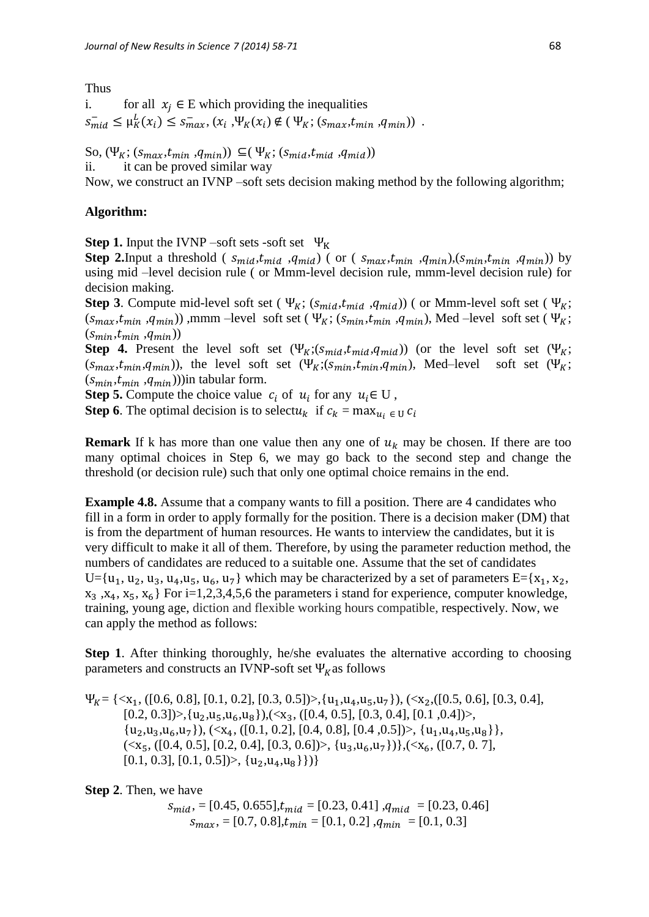Thus

i. for all $x_j \in$ E which providing the inequalities $s^-_{mid} \leq \mu^L_K(x_i) \leq s^-_{max}$, $(x_i, \Psi_K(x_i) \notin (\Psi_K; (s_{max}, t_{min}, q_{min}))$ .

So, $(\Psi_K; (s_{max}, t_{min}, q_{min})) \subseteq (\Psi_K; (s_{mid}, t_{mid}, q_{mid}))$

ii. it can be proved similar way

Now, we construct an IVNP –soft sets decision making method by the following algorithm;

**Algorithm:**

**Step 1.** Input the IVNP –soft sets -soft set $\Psi_K$

**Step 2.** Input a threshold ( $s_{mid}, t_{mid}, q_{mid}$) ( or ( $s_{max}, t_{min}, q_{min}$),($s_{min}, t_{min}, q_{min}$)) by using mid –level decision rule ( or Mmm-level decision rule, mmm-level decision rule) for decision making.

**Step 3**. Compute mid-level soft set ( $\Psi_K$; ($s_{mid}, t_{mid}, q_{mid}$)) ( or Mmm-level soft set ( $\Psi_K$; ($s_{max}, t_{min}, q_{min}$)) ,mmm –level soft set ( $\Psi_K$; ($s_{min}, t_{min}, q_{min}$), Med –level soft set ( $\Psi_K$; ($s_{min}, t_{min}, q_{min}$))

**Step 4.** Present the level soft set ($\Psi_K$;($s_{mid}, t_{mid}, q_{mid}$)) (or the level soft set ($\Psi_K$; ($s_{max}, t_{min}, q_{min}$)), the level soft set ($\Psi_K$;($s_{min}, t_{min}, q_{min}$), Med–level soft set ($\Psi_K$; ($s_{min}, t_{min}, q_{min}$)))in tabular form.

**Step 5.** Compute the choice value $c_i$ of $u_i$ for any $u_i \in$ U ,

**Step 6**. The optimal decision is to select $u_k$ if $c_k = \max_{u_i \in U} c_i$

**Remark** If k has more than one value then any one of $u_k$ may be chosen. If there are too many optimal choices in Step 6, we may go back to the second step and change the threshold (or decision rule) such that only one optimal choice remains in the end.

**Example 4.8.** Assume that a company wants to fill a position. There are 4 candidates who fill in a form in order to apply formally for the position. There is a decision maker (DM) that is from the department of human resources. He wants to interview the candidates, but it is very difficult to make it all of them. Therefore, by using the parameter reduction method, the numbers of candidates are reduced to a suitable one. Assume that the set of candidates U={$u_1$, $u_2$, $u_3$, $u_4$,$u_5$, $u_6$, $u_7$} which may be characterized by a set of parameters E={$x_1$, $x_2$, $x_3$ ,$x_4$, $x_5$, $x_6$} For i=1,2,3,4,5,6 the parameters i stand for experience, computer knowledge, training, young age, diction and flexible working hours compatible, respectively. Now, we can apply the method as follows:

**Step 1**. After thinking thoroughly, he/she evaluates the alternative according to choosing parameters and constructs an IVNP-soft set $\Psi_K$ as follows

$\Psi_K$= {<$x_1$, ([0.6, 0.8], [0.1, 0.2], [0.3, 0.5])>,{$u_1$,$u_4$,$u_5$,$u_7$}), (<$x_2$,([0.5, 0.6], [0.3, 0.4], [0.2, 0.3])>,{$u_2$,$u_5$,$u_6$,$u_8$}),(<$x_3$, ([0.4, 0.5], [0.3, 0.4], [0.1 ,0.4])>, {$u_2$,$u_3$,$u_6$,$u_7$}), (<$x_4$, ([0.1, 0.2], [0.4, 0.8], [0.4 ,0.5])>, {$u_1$,$u_4$,$u_5$,$u_8$}}, (<$x_5$, ([0.4, 0.5], [0.2, 0.4], [0.3, 0.6])>, {$u_3$,$u_6$,$u_7$})},(<$x_6$, ([0.7, 0. 7], [0.1, 0.3], [0.1, 0.5])>, {$u_2$,$u_4$,$u_8$}})}

**Step 2**. Then, we have

$$s_{mid}, = [0.45, 0.655], t_{mid} = [0.23, 0.41], q_{mid} = [0.23, 0.46]$$

$$s_{max}, = [0.7, 0.8], t_{min} = [0.1, 0.2], q_{min} = [0.1, 0.3]$$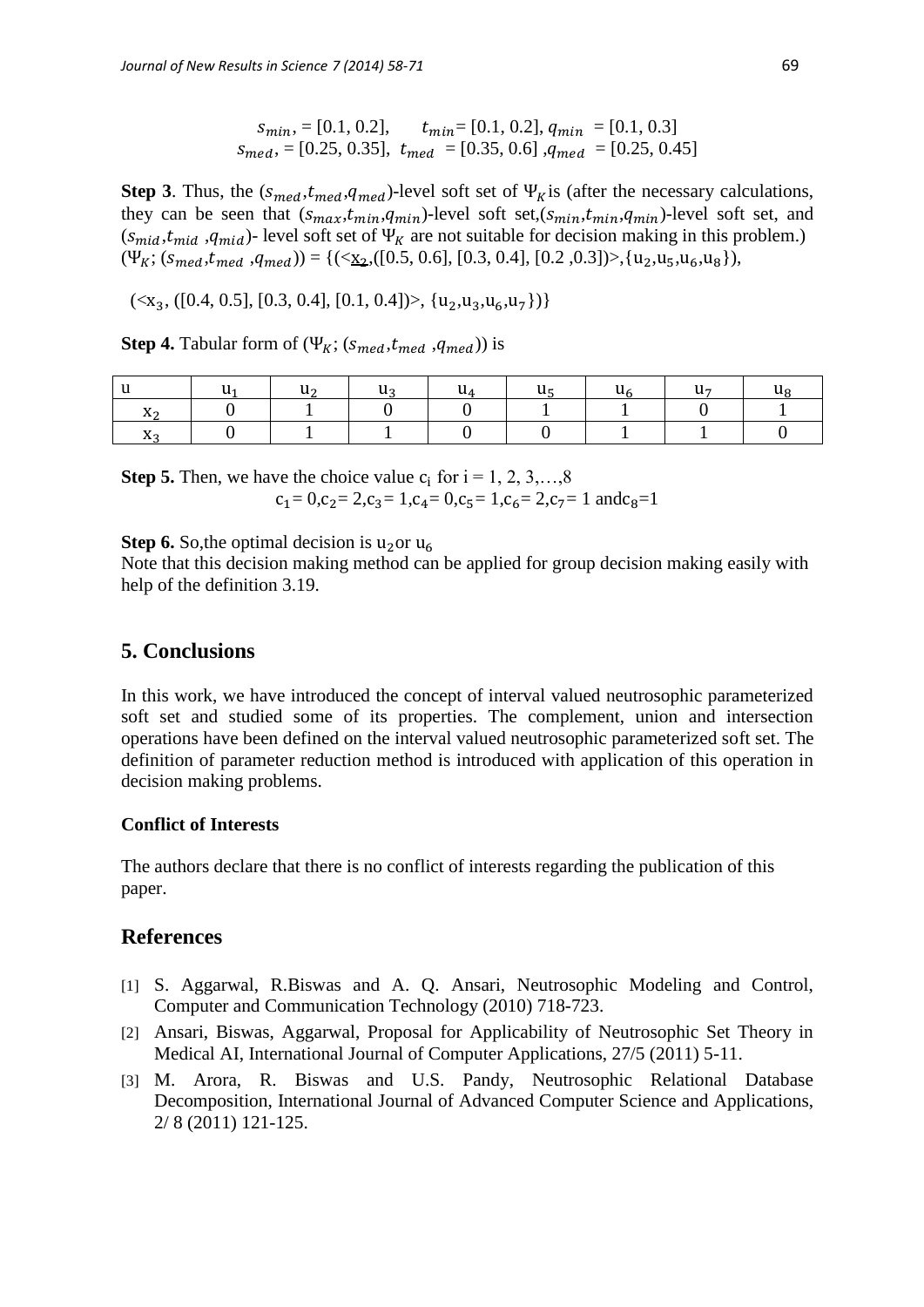$s_{min}$, = [0.1, 0.2],  $t_{min}$= [0.1, 0.2], $q_{min}$ = [0.1, 0.3]
$s_{med}$, = [0.25, 0.35], $t_{med}$ = [0.35, 0.6] ,$q_{med}$ = [0.25, 0.45]

**Step 3**. Thus, the ($s_{med}$,$t_{med}$,$q_{med}$)-level soft set of $\Psi_K$is (after the necessary calculations, they can be seen that ($s_{max}$,$t_{min}$,$q_{min}$)-level soft set,($s_{min}$,$t_{min}$,$q_{min}$)-level soft set, and ($s_{mid}$,$t_{mid}$ ,$q_{mid}$)- level soft set of $\Psi_K$ are not suitable for decision making in this problem.)
($\Psi_K$; ($s_{med}$,$t_{med}$ ,$q_{med}$)) = {(<$x_2$,([0.5, 0.6], [0.3, 0.4], [0.2 ,0.3])>,{$u_2$,$u_5$,$u_6$,$u_8$}),

(<$x_3$, ([0.4, 0.5], [0.3, 0.4], [0.1, 0.4])>, {$u_2$,$u_3$,$u_6$,$u_7$})}

**Step 4.** Tabular form of ($\Psi_K$; ($s_{med}$,$t_{med}$ ,$q_{med}$)) is

| u | $u_1$ | $u_2$ | $u_3$ | $u_4$ | $u_5$ | $u_6$ | $u_7$ | $u_8$ |
|---|---|---|---|---|---|---|---|---|
| $x_2$ | 0 | 1 | 0 | 0 | 1 | 1 | 0 | 1 |
| $x_3$ | 0 | 1 | 1 | 0 | 0 | 1 | 1 | 0 |

**Step 5.** Then, we have the choice value $c_i$ for i = 1, 2, 3,…,8

$c_1$= 0,$c_2$= 2,$c_3$= 1,$c_4$= 0,$c_5$= 1,$c_6$= 2,$c_7$= 1 and$c_8$=1

**Step 6.** So,the optimal decision is $u_2$or $u_6$

Note that this decision making method can be applied for group decision making easily with help of the definition 3.19.

## 5. Conclusions

In this work, we have introduced the concept of interval valued neutrosophic parameterized soft set and studied some of its properties. The complement, union and intersection operations have been defined on the interval valued neutrosophic parameterized soft set. The definition of parameter reduction method is introduced with application of this operation in decision making problems.

#### Conflict of Interests

The authors declare that there is no conflict of interests regarding the publication of this paper.

## References

[1] S. Aggarwal, R.Biswas and A. Q. Ansari, Neutrosophic Modeling and Control, Computer and Communication Technology (2010) 718-723.

[2] Ansari, Biswas, Aggarwal, Proposal for Applicability of Neutrosophic Set Theory in Medical AI, International Journal of Computer Applications, 27/5 (2011) 5-11.

[3] M. Arora, R. Biswas and U.S. Pandy, Neutrosophic Relational Database Decomposition, International Journal of Advanced Computer Science and Applications, 2/ 8 (2011) 121-125.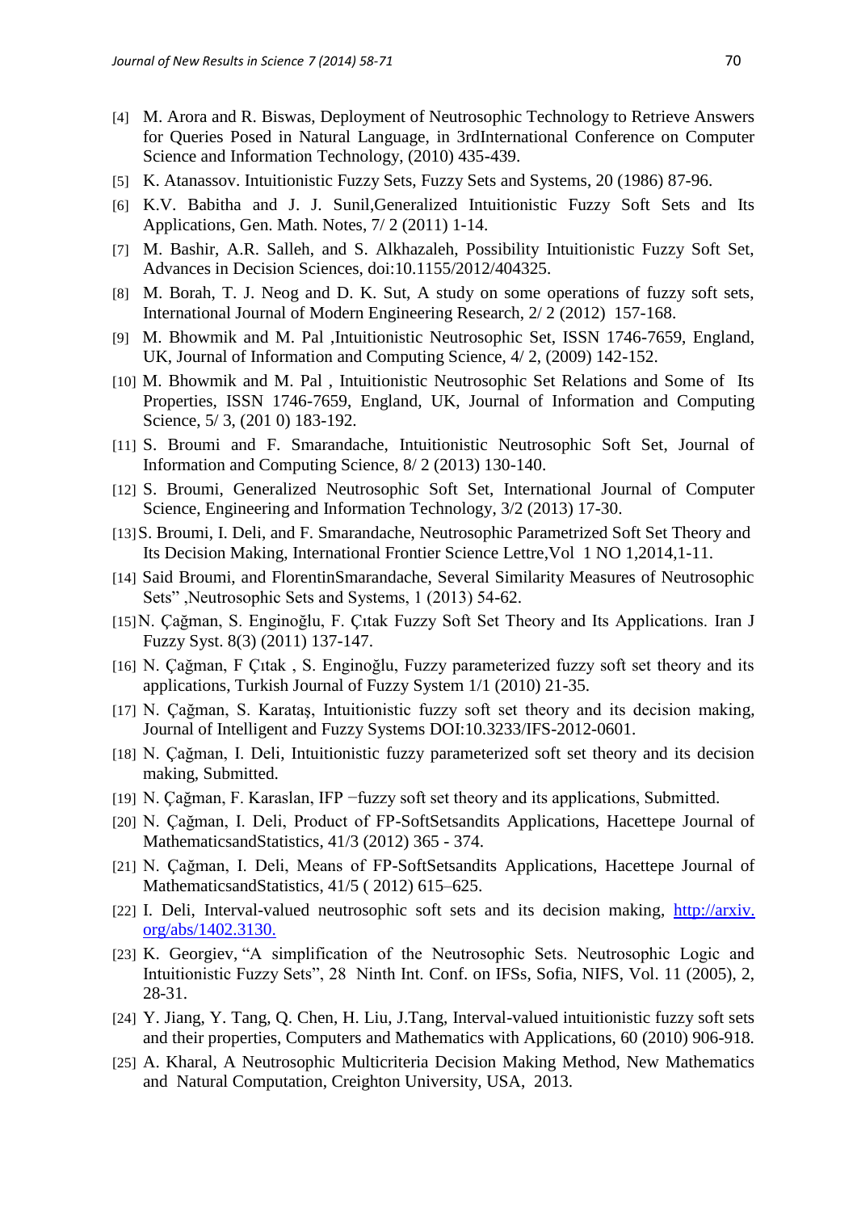[4] M. Arora and R. Biswas, Deployment of Neutrosophic Technology to Retrieve Answers for Queries Posed in Natural Language, in 3rdInternational Conference on Computer Science and Information Technology, (2010) 435-439.

[5] K. Atanassov. Intuitionistic Fuzzy Sets, Fuzzy Sets and Systems, 20 (1986) 87-96.

[6] K.V. Babitha and J. J. Sunil,Generalized Intuitionistic Fuzzy Soft Sets and Its Applications, Gen. Math. Notes, 7/ 2 (2011) 1-14.

[7] M. Bashir, A.R. Salleh, and S. Alkhazaleh, Possibility Intuitionistic Fuzzy Soft Set, Advances in Decision Sciences, doi:10.1155/2012/404325.

[8] M. Borah, T. J. Neog and D. K. Sut, A study on some operations of fuzzy soft sets, International Journal of Modern Engineering Research, 2/ 2 (2012) 157-168.

[9] M. Bhowmik and M. Pal ,Intuitionistic Neutrosophic Set, ISSN 1746-7659, England, UK, Journal of Information and Computing Science, 4/ 2, (2009) 142-152.

[10] M. Bhowmik and M. Pal , Intuitionistic Neutrosophic Set Relations and Some of Its Properties, ISSN 1746-7659, England, UK, Journal of Information and Computing Science, 5/ 3, (201 0) 183-192.

[11] S. Broumi and F. Smarandache, Intuitionistic Neutrosophic Soft Set, Journal of Information and Computing Science, 8/ 2 (2013) 130-140.

[12] S. Broumi, Generalized Neutrosophic Soft Set, International Journal of Computer Science, Engineering and Information Technology, 3/2 (2013) 17-30.

[13] S. Broumi, I. Deli, and F. Smarandache, Neutrosophic Parametrized Soft Set Theory and Its Decision Making, International Frontier Science Lettre,Vol 1 NO 1,2014,1-11.

[14] Said Broumi, and FlorentinSmarandache, Several Similarity Measures of Neutrosophic Sets" ,Neutrosophic Sets and Systems, 1 (2013) 54-62.

[15] N. Çağman, S. Enginoğlu, F. Çıtak Fuzzy Soft Set Theory and Its Applications. Iran J Fuzzy Syst. 8(3) (2011) 137-147.

[16] N. Çağman, F Çıtak , S. Enginoğlu, Fuzzy parameterized fuzzy soft set theory and its applications, Turkish Journal of Fuzzy System 1/1 (2010) 21-35.

[17] N. Çağman, S. Karataş, Intuitionistic fuzzy soft set theory and its decision making, Journal of Intelligent and Fuzzy Systems DOI:10.3233/IFS-2012-0601.

[18] N. Çağman, I. Deli, Intuitionistic fuzzy parameterized soft set theory and its decision making, Submitted.

[19] N. Çağman, F. Karaslan, IFP −fuzzy soft set theory and its applications, Submitted.

[20] N. Çağman, I. Deli, Product of FP-SoftSetsandits Applications, Hacettepe Journal of MathematicsandStatistics, 41/3 (2012) 365 - 374.

[21] N. Çağman, I. Deli, Means of FP-SoftSetsandits Applications, Hacettepe Journal of MathematicsandStatistics, 41/5 ( 2012) 615–625.

[22] I. Deli, Interval-valued neutrosophic soft sets and its decision making, [http://arxiv.org/abs/1402.3130.](http://arxiv.org/abs/1402.3130)

[23] K. Georgiev, "A simplification of the Neutrosophic Sets. Neutrosophic Logic and Intuitionistic Fuzzy Sets", 28 Ninth Int. Conf. on IFSs, Sofia, NIFS, Vol. 11 (2005), 2, 28-31.

[24] Y. Jiang, Y. Tang, Q. Chen, H. Liu, J.Tang, Interval-valued intuitionistic fuzzy soft sets and their properties, Computers and Mathematics with Applications, 60 (2010) 906-918.

[25] A. Kharal, A Neutrosophic Multicriteria Decision Making Method, New Mathematics and Natural Computation, Creighton University, USA, 2013.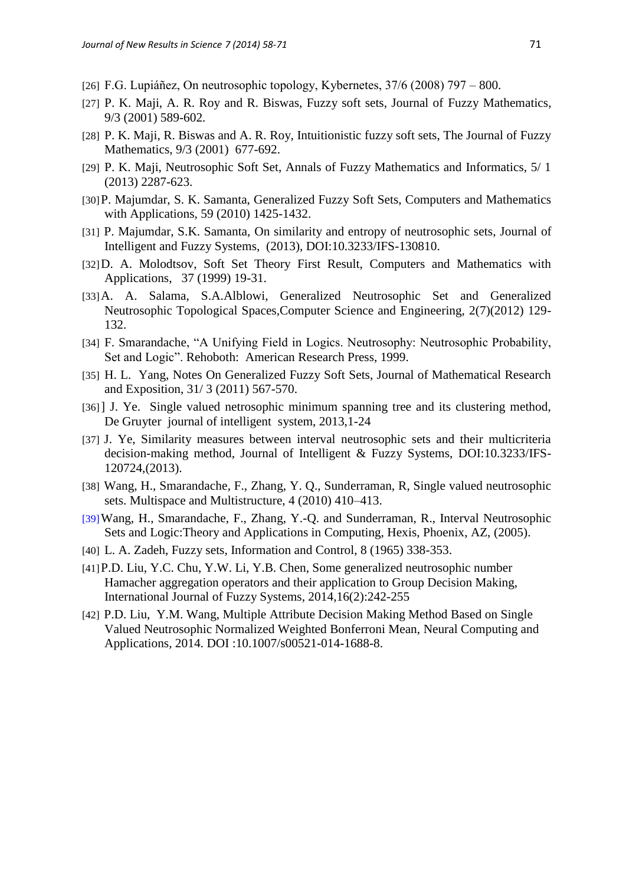[26] F.G. Lupiáñez, On neutrosophic topology, Kybernetes, 37/6 (2008) 797 – 800.

[27] P. K. Maji, A. R. Roy and R. Biswas, Fuzzy soft sets, Journal of Fuzzy Mathematics, 9/3 (2001) 589-602.

[28] P. K. Maji, R. Biswas and A. R. Roy, Intuitionistic fuzzy soft sets, The Journal of Fuzzy Mathematics, 9/3 (2001) 677-692.

[29] P. K. Maji, Neutrosophic Soft Set, Annals of Fuzzy Mathematics and Informatics, 5/ 1 (2013) 2287-623.

[30] P. Majumdar, S. K. Samanta, Generalized Fuzzy Soft Sets, Computers and Mathematics with Applications, 59 (2010) 1425-1432.

[31] P. Majumdar, S.K. Samanta, On similarity and entropy of neutrosophic sets, Journal of Intelligent and Fuzzy Systems, (2013), DOI:10.3233/IFS-130810.

[32] D. A. Molodtsov, Soft Set Theory First Result, Computers and Mathematics with Applications, 37 (1999) 19-31.

[33] A. A. Salama, S.A.Alblowi, Generalized Neutrosophic Set and Generalized Neutrosophic Topological Spaces,Computer Science and Engineering, 2(7)(2012) 129-132.

[34] F. Smarandache, "A Unifying Field in Logics. Neutrosophy: Neutrosophic Probability, Set and Logic". Rehoboth: American Research Press, 1999.

[35] H. L. Yang, Notes On Generalized Fuzzy Soft Sets, Journal of Mathematical Research and Exposition, 31/ 3 (2011) 567-570.

[36] ] J. Ye. Single valued netrosophic minimum spanning tree and its clustering method, De Gruyter journal of intelligent system, 2013,1-24

[37] J. Ye, Similarity measures between interval neutrosophic sets and their multicriteria decision-making method, Journal of Intelligent & Fuzzy Systems, DOI:10.3233/IFS-120724,(2013).

[38] Wang, H., Smarandache, F., Zhang, Y. Q., Sunderraman, R, Single valued neutrosophic sets. Multispace and Multistructure, 4 (2010) 410–413.

[39] Wang, H., Smarandache, F., Zhang, Y.-Q. and Sunderraman, R., Interval Neutrosophic Sets and Logic:Theory and Applications in Computing, Hexis, Phoenix, AZ, (2005).

[40] L. A. Zadeh, Fuzzy sets, Information and Control, 8 (1965) 338-353.

[41] P.D. Liu, Y.C. Chu, Y.W. Li, Y.B. Chen, Some generalized neutrosophic number Hamacher aggregation operators and their application to Group Decision Making, International Journal of Fuzzy Systems, 2014,16(2):242-255

[42] P.D. Liu, Y.M. Wang, Multiple Attribute Decision Making Method Based on Single Valued Neutrosophic Normalized Weighted Bonferroni Mean, Neural Computing and Applications, 2014. DOI :10.1007/s00521-014-1688-8.